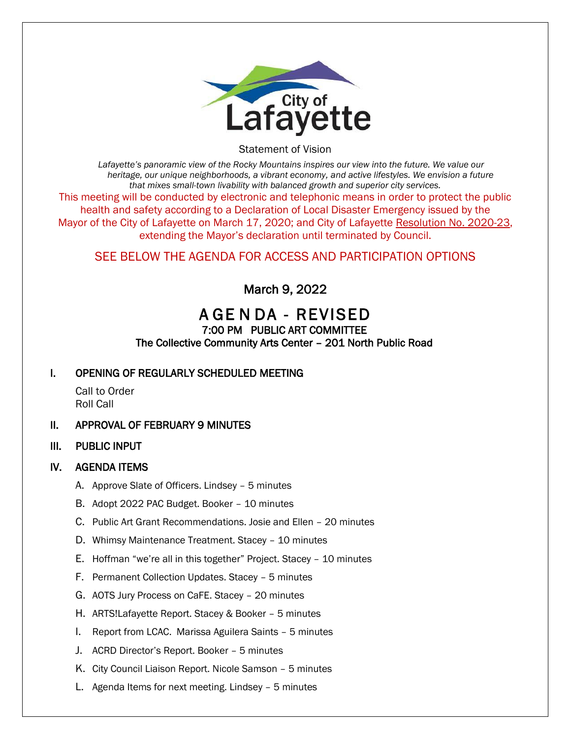City of Lafayette

Statement of Vision

*Lafayette's panoramic view of the Rocky Mountains inspires our view into the future. We value our heritage, our unique neighborhoods, a vibrant economy, and active lifestyles. We envision a future that mixes small-town livability with balanced growth and superior city services.*

This meeting will be conducted by electronic and telephonic means in order to protect the public health and safety according to a Declaration of Local Disaster Emergency issued by the Mayor of the City of Lafayette on March 17, 2020; and City of Lafayette Resolution No. 2020-23, extending the Mayor's declaration until terminated by Council.

SEE BELOW THE AGENDA FOR ACCESS AND PARTICIPATION OPTIONS

**March 9, 2022**

# AGENDA - REVISED

**7:00 PM PUBLIC ART COMMITTEE**

**The Collective Community Arts Center – 201 North Public Road**

## I. OPENING OF REGULARLY SCHEDULED MEETING

Call to Order
Roll Call

## II. APPROVAL OF FEBRUARY 9 MINUTES

## III. PUBLIC INPUT

## IV. AGENDA ITEMS

A. Approve Slate of Officers. Lindsey – 5 minutes

B. Adopt 2022 PAC Budget. Booker – 10 minutes

C. Public Art Grant Recommendations. Josie and Ellen – 20 minutes

D. Whimsy Maintenance Treatment. Stacey – 10 minutes

E. Hoffman "we're all in this together" Project. Stacey – 10 minutes

F. Permanent Collection Updates. Stacey – 5 minutes

G. AOTS Jury Process on CaFE. Stacey – 20 minutes

H. ARTS!Lafayette Report. Stacey & Booker – 5 minutes

I. Report from LCAC. Marissa Aguilera Saints – 5 minutes

J. ACRD Director's Report. Booker – 5 minutes

K. City Council Liaison Report. Nicole Samson – 5 minutes

L. Agenda Items for next meeting. Lindsey – 5 minutes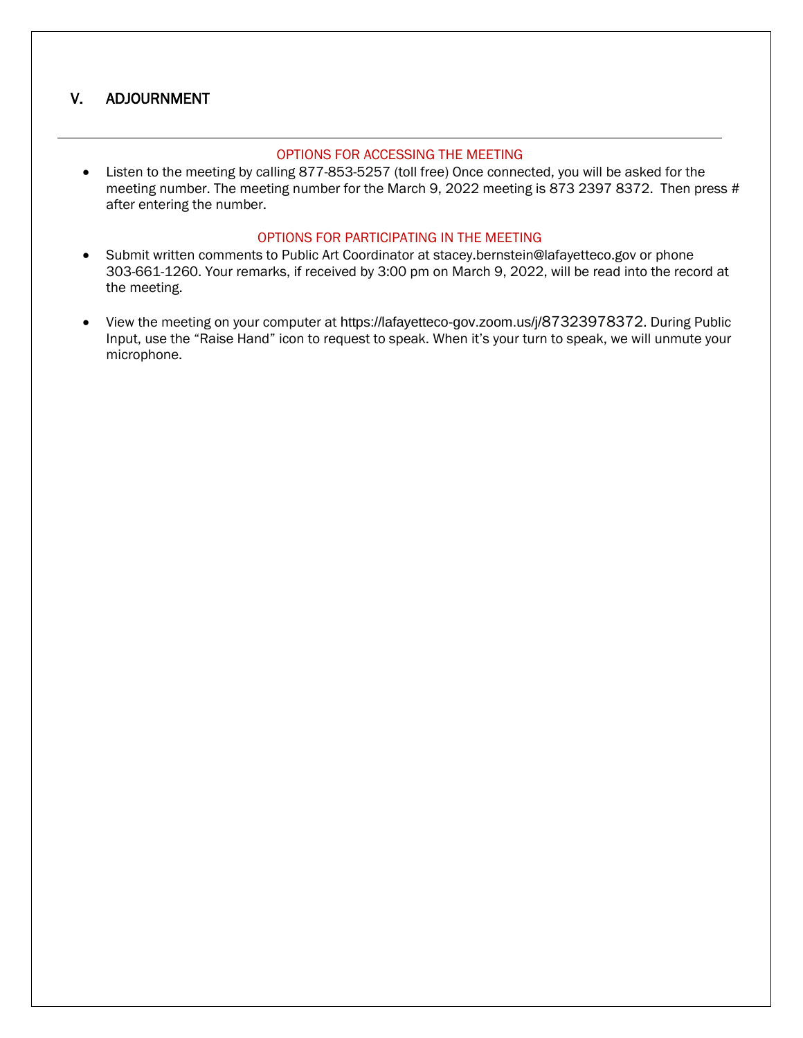## V. ADJOURNMENT

---

OPTIONS FOR ACCESSING THE MEETING

- Listen to the meeting by calling 877-853-5257 (toll free) Once connected, you will be asked for the meeting number. The meeting number for the March 9, 2022 meeting is 873 2397 8372. Then press # after entering the number.

OPTIONS FOR PARTICIPATING IN THE MEETING

- Submit written comments to Public Art Coordinator at stacey.bernstein@lafayetteco.gov or phone 303-661-1260. Your remarks, if received by 3:00 pm on March 9, 2022, will be read into the record at the meeting.

- View the meeting on your computer at https://lafayetteco-gov.zoom.us/j/87323978372. During Public Input, use the "Raise Hand" icon to request to speak. When it's your turn to speak, we will unmute your microphone.